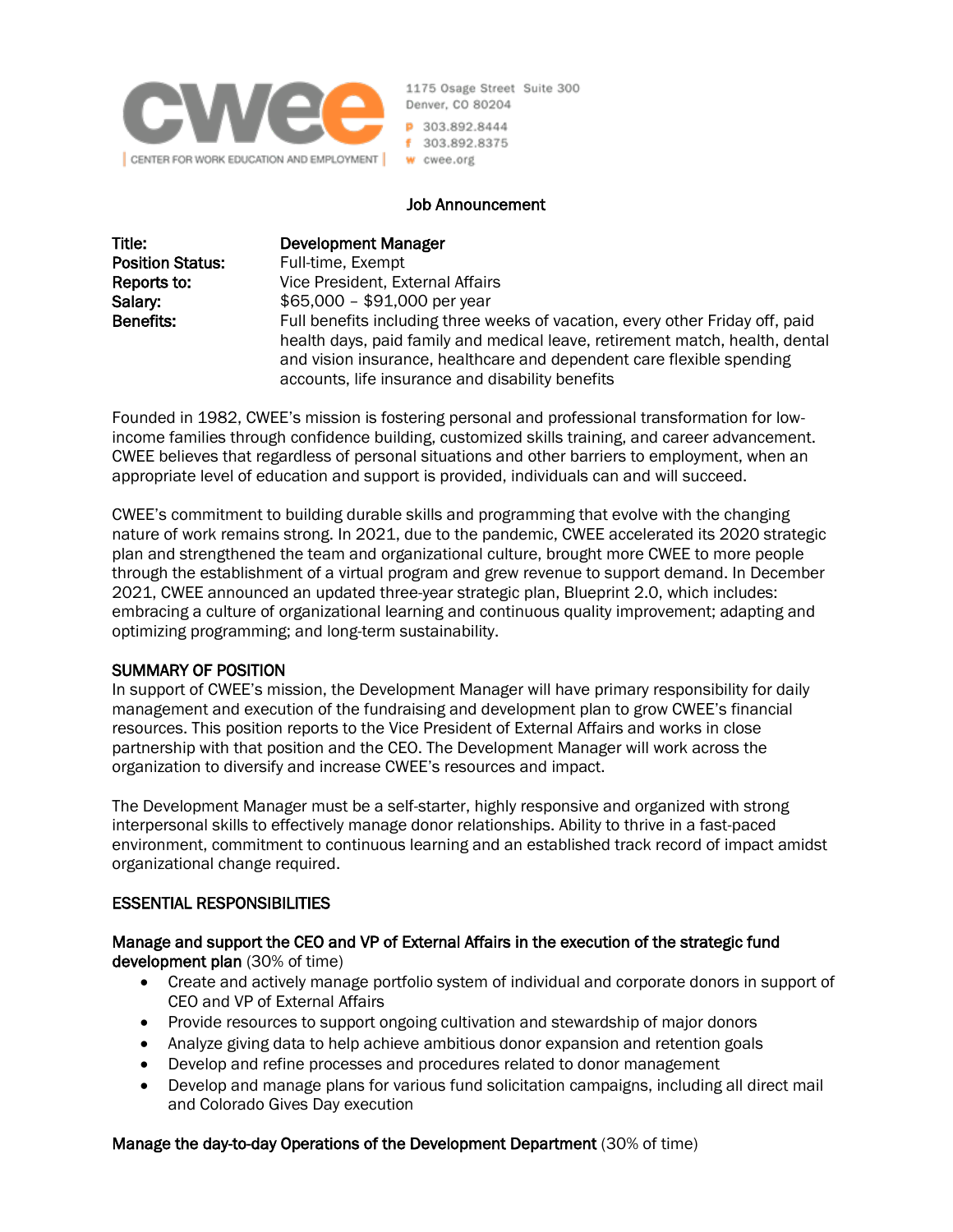CWEE | CENTER FOR WORK EDUCATION AND EMPLOYMENT

1175 Osage Street Suite 300
Denver, CO 80204
p 303.892.8444
f 303.892.8375
w cwee.org

# Job Announcement

| | |
|---|---|
| **Title:** | Development Manager |
| **Position Status:** | Full-time, Exempt |
| **Reports to:** | Vice President, External Affairs |
| **Salary:** | $65,000 – $91,000 per year |
| **Benefits:** | Full benefits including three weeks of vacation, every other Friday off, paid health days, paid family and medical leave, retirement match, health, dental and vision insurance, healthcare and dependent care flexible spending accounts, life insurance and disability benefits |

Founded in 1982, CWEE's mission is fostering personal and professional transformation for low-income families through confidence building, customized skills training, and career advancement. CWEE believes that regardless of personal situations and other barriers to employment, when an appropriate level of education and support is provided, individuals can and will succeed.

CWEE's commitment to building durable skills and programming that evolve with the changing nature of work remains strong. In 2021, due to the pandemic, CWEE accelerated its 2020 strategic plan and strengthened the team and organizational culture, brought more CWEE to more people through the establishment of a virtual program and grew revenue to support demand. In December 2021, CWEE announced an updated three-year strategic plan, Blueprint 2.0, which includes: embracing a culture of organizational learning and continuous quality improvement; adapting and optimizing programming; and long-term sustainability.

## SUMMARY OF POSITION

In support of CWEE's mission, the Development Manager will have primary responsibility for daily management and execution of the fundraising and development plan to grow CWEE's financial resources. This position reports to the Vice President of External Affairs and works in close partnership with that position and the CEO. The Development Manager will work across the organization to diversify and increase CWEE's resources and impact.

The Development Manager must be a self-starter, highly responsive and organized with strong interpersonal skills to effectively manage donor relationships. Ability to thrive in a fast-paced environment, commitment to continuous learning and an established track record of impact amidst organizational change required.

## ESSENTIAL RESPONSIBILITIES

**Manage and support the CEO and VP of External Affairs in the execution of the strategic fund development plan** (30% of time)

- Create and actively manage portfolio system of individual and corporate donors in support of CEO and VP of External Affairs
- Provide resources to support ongoing cultivation and stewardship of major donors
- Analyze giving data to help achieve ambitious donor expansion and retention goals
- Develop and refine processes and procedures related to donor management
- Develop and manage plans for various fund solicitation campaigns, including all direct mail and Colorado Gives Day execution

**Manage the day-to-day Operations of the Development Department** (30% of time)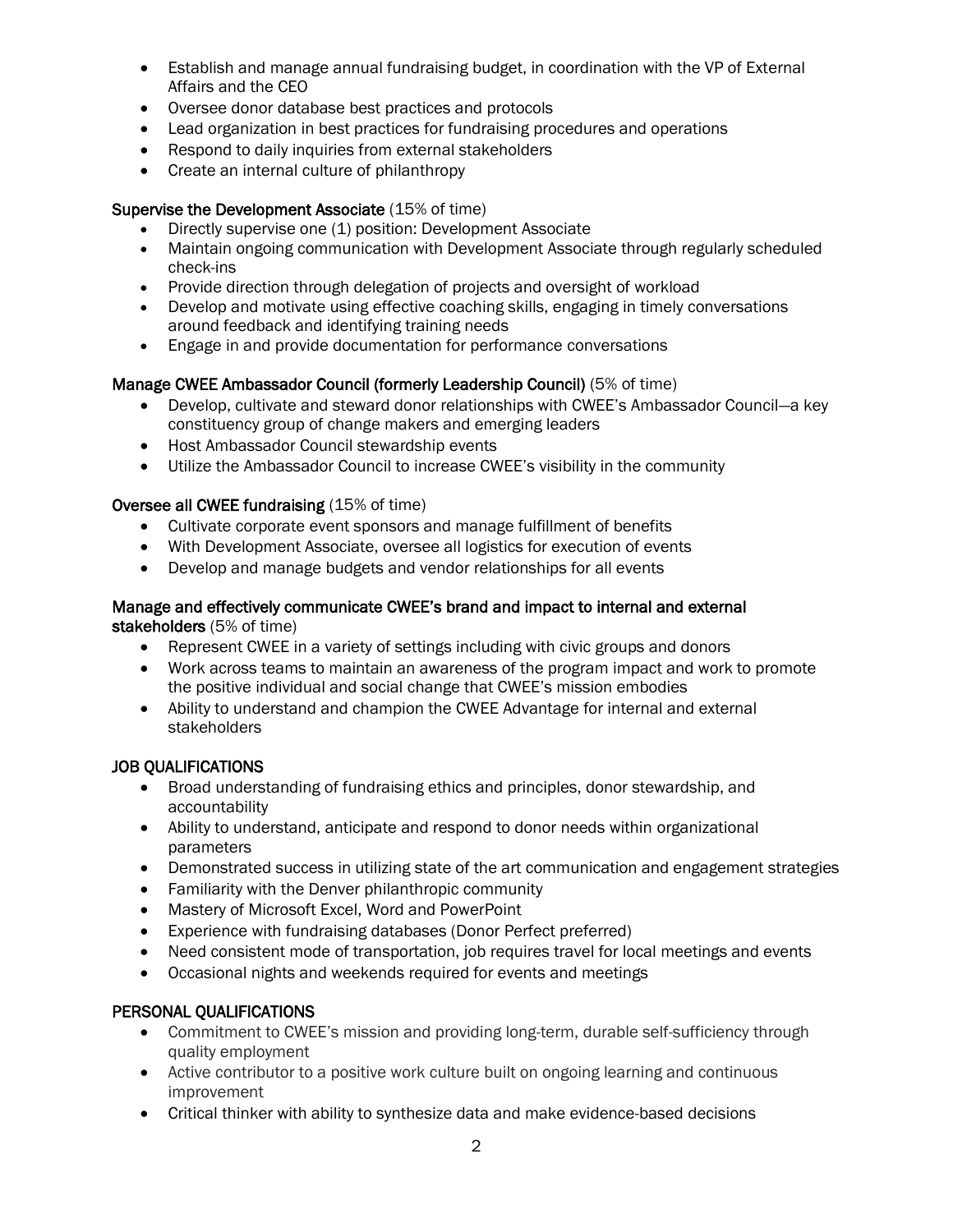- Establish and manage annual fundraising budget, in coordination with the VP of External Affairs and the CEO
- Oversee donor database best practices and protocols
- Lead organization in best practices for fundraising procedures and operations
- Respond to daily inquiries from external stakeholders
- Create an internal culture of philanthropy

**Supervise the Development Associate** (15% of time)

- Directly supervise one (1) position: Development Associate
- Maintain ongoing communication with Development Associate through regularly scheduled check-ins
- Provide direction through delegation of projects and oversight of workload
- Develop and motivate using effective coaching skills, engaging in timely conversations around feedback and identifying training needs
- Engage in and provide documentation for performance conversations

**Manage CWEE Ambassador Council (formerly Leadership Council)** (5% of time)

- Develop, cultivate and steward donor relationships with CWEE's Ambassador Council—a key constituency group of change makers and emerging leaders
- Host Ambassador Council stewardship events
- Utilize the Ambassador Council to increase CWEE's visibility in the community

**Oversee all CWEE fundraising** (15% of time)

- Cultivate corporate event sponsors and manage fulfillment of benefits
- With Development Associate, oversee all logistics for execution of events
- Develop and manage budgets and vendor relationships for all events

**Manage and effectively communicate CWEE's brand and impact to internal and external stakeholders** (5% of time)

- Represent CWEE in a variety of settings including with civic groups and donors
- Work across teams to maintain an awareness of the program impact and work to promote the positive individual and social change that CWEE's mission embodies
- Ability to understand and champion the CWEE Advantage for internal and external stakeholders

## JOB QUALIFICATIONS

- Broad understanding of fundraising ethics and principles, donor stewardship, and accountability
- Ability to understand, anticipate and respond to donor needs within organizational parameters
- Demonstrated success in utilizing state of the art communication and engagement strategies
- Familiarity with the Denver philanthropic community
- Mastery of Microsoft Excel, Word and PowerPoint
- Experience with fundraising databases (Donor Perfect preferred)
- Need consistent mode of transportation, job requires travel for local meetings and events
- Occasional nights and weekends required for events and meetings

## PERSONAL QUALIFICATIONS

- Commitment to CWEE's mission and providing long-term, durable self-sufficiency through quality employment
- Active contributor to a positive work culture built on ongoing learning and continuous improvement
- Critical thinker with ability to synthesize data and make evidence-based decisions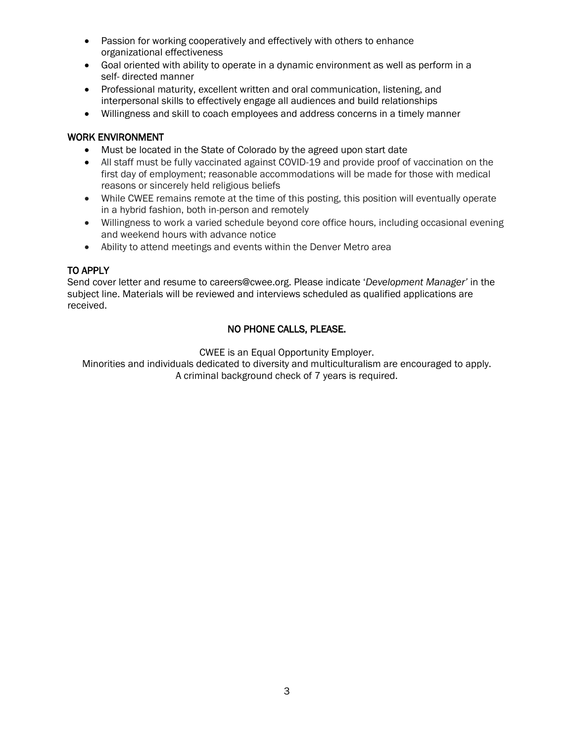- Passion for working cooperatively and effectively with others to enhance organizational effectiveness
- Goal oriented with ability to operate in a dynamic environment as well as perform in a self- directed manner
- Professional maturity, excellent written and oral communication, listening, and interpersonal skills to effectively engage all audiences and build relationships
- Willingness and skill to coach employees and address concerns in a timely manner

## WORK ENVIRONMENT

- Must be located in the State of Colorado by the agreed upon start date
- All staff must be fully vaccinated against COVID-19 and provide proof of vaccination on the first day of employment; reasonable accommodations will be made for those with medical reasons or sincerely held religious beliefs
- While CWEE remains remote at the time of this posting, this position will eventually operate in a hybrid fashion, both in-person and remotely
- Willingness to work a varied schedule beyond core office hours, including occasional evening and weekend hours with advance notice
- Ability to attend meetings and events within the Denver Metro area

## TO APPLY

Send cover letter and resume to careers@cwee.org. Please indicate '*Development Manager'* in the subject line. Materials will be reviewed and interviews scheduled as qualified applications are received.

**NO PHONE CALLS, PLEASE.**

CWEE is an Equal Opportunity Employer.
Minorities and individuals dedicated to diversity and multiculturalism are encouraged to apply.
A criminal background check of 7 years is required.